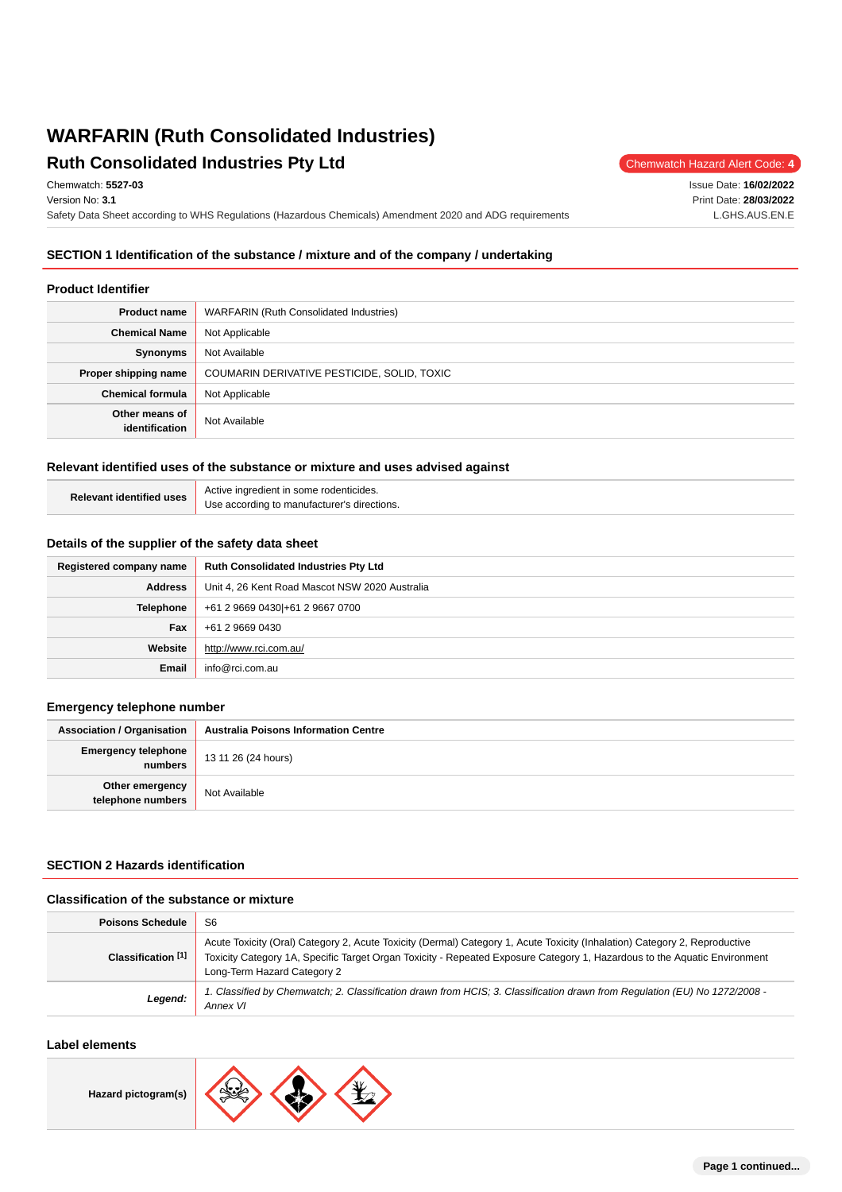# WARFARIN (Ruth Consolidated Industries)

## Ruth Consolidated Industries Pty Ltd

Chemwatch Hazard Alert Code: **4**

Chemwatch: **5527-03**
Version No: **3.1**
Safety Data Sheet according to WHS Regulations (Hazardous Chemicals) Amendment 2020 and ADG requirements

Issue Date: **16/02/2022**
Print Date: **28/03/2022**
L.GHS.AUS.EN.E

## SECTION 1 Identification of the substance / mixture and of the company / undertaking

### Product Identifier

| | |
|---|---|
| **Product name** | WARFARIN (Ruth Consolidated Industries) |
| **Chemical Name** | Not Applicable |
| **Synonyms** | Not Available |
| **Proper shipping name** | COUMARIN DERIVATIVE PESTICIDE, SOLID, TOXIC |
| **Chemical formula** | Not Applicable |
| **Other means of identification** | Not Available |

### Relevant identified uses of the substance or mixture and uses advised against

| | |
|---|---|
| **Relevant identified uses** | Active ingredient in some rodenticides.<br>Use according to manufacturer's directions. |

### Details of the supplier of the safety data sheet

| | |
|---|---|
| **Registered company name** | **Ruth Consolidated Industries Pty Ltd** |
| **Address** | Unit 4, 26 Kent Road Mascot NSW 2020 Australia |
| **Telephone** | +61 2 9669 0430\|+61 2 9667 0700 |
| **Fax** | +61 2 9669 0430 |
| **Website** | http://www.rci.com.au/ |
| **Email** | info@rci.com.au |

### Emergency telephone number

| | |
|---|---|
| **Association / Organisation** | **Australia Poisons Information Centre** |
| **Emergency telephone numbers** | 13 11 26 (24 hours) |
| **Other emergency telephone numbers** | Not Available |

## SECTION 2 Hazards identification

### Classification of the substance or mixture

| | |
|---|---|
| **Poisons Schedule** | S6 |
| **Classification [1]** | Acute Toxicity (Oral) Category 2, Acute Toxicity (Dermal) Category 1, Acute Toxicity (Inhalation) Category 2, Reproductive Toxicity Category 1A, Specific Target Organ Toxicity - Repeated Exposure Category 1, Hazardous to the Aquatic Environment Long-Term Hazard Category 2 |
| ***Legend:*** | *1. Classified by Chemwatch; 2. Classification drawn from HCIS; 3. Classification drawn from Regulation (EU) No 1272/2008 - Annex VI* |

### Label elements

| | |
|---|---|
| **Hazard pictogram(s)** | |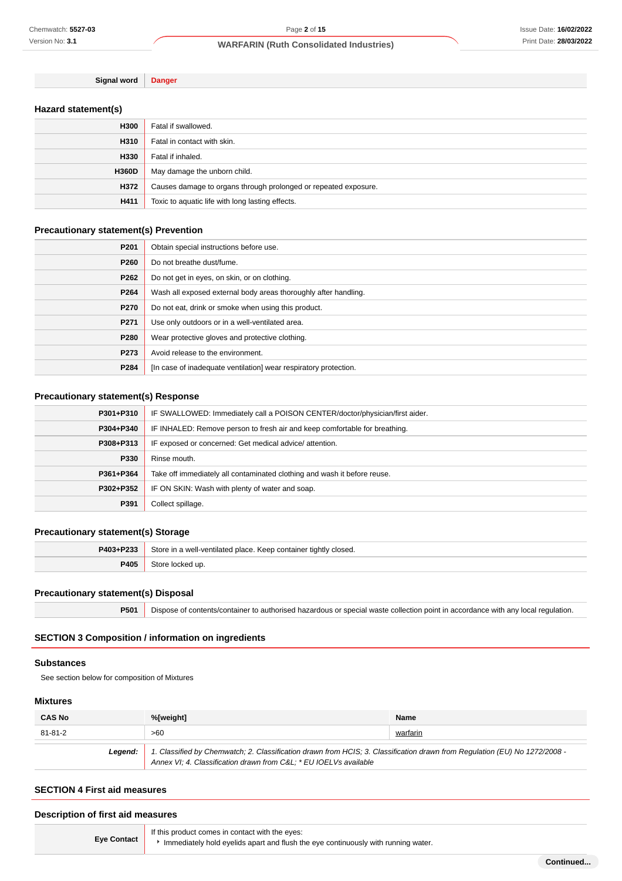| | |
|---|---|
| **Signal word** | **Danger** |

### Hazard statement(s)

| | |
|---|---|
| **H300** | Fatal if swallowed. |
| **H310** | Fatal in contact with skin. |
| **H330** | Fatal if inhaled. |
| **H360D** | May damage the unborn child. |
| **H372** | Causes damage to organs through prolonged or repeated exposure. |
| **H411** | Toxic to aquatic life with long lasting effects. |

### Precautionary statement(s) Prevention

| | |
|---|---|
| **P201** | Obtain special instructions before use. |
| **P260** | Do not breathe dust/fume. |
| **P262** | Do not get in eyes, on skin, or on clothing. |
| **P264** | Wash all exposed external body areas thoroughly after handling. |
| **P270** | Do not eat, drink or smoke when using this product. |
| **P271** | Use only outdoors or in a well-ventilated area. |
| **P280** | Wear protective gloves and protective clothing. |
| **P273** | Avoid release to the environment. |
| **P284** | [In case of inadequate ventilation] wear respiratory protection. |

### Precautionary statement(s) Response

| | |
|---|---|
| **P301+P310** | IF SWALLOWED: Immediately call a POISON CENTER/doctor/physician/first aider. |
| **P304+P340** | IF INHALED: Remove person to fresh air and keep comfortable for breathing. |
| **P308+P313** | IF exposed or concerned: Get medical advice/ attention. |
| **P330** | Rinse mouth. |
| **P361+P364** | Take off immediately all contaminated clothing and wash it before reuse. |
| **P302+P352** | IF ON SKIN: Wash with plenty of water and soap. |
| **P391** | Collect spillage. |

### Precautionary statement(s) Storage

| | |
|---|---|
| **P403+P233** | Store in a well-ventilated place. Keep container tightly closed. |
| **P405** | Store locked up. |

### Precautionary statement(s) Disposal

| | |
|---|---|
| **P501** | Dispose of contents/container to authorised hazardous or special waste collection point in accordance with any local regulation. |

## SECTION 3 Composition / information on ingredients

### Substances

See section below for composition of Mixtures

### Mixtures

| CAS No | %[weight] | Name |
|---|---|---|
| 81-81-2 | >60 | warfarin |

| | |
|---|---|
| ***Legend:*** | *1. Classified by Chemwatch; 2. Classification drawn from HCIS; 3. Classification drawn from Regulation (EU) No 1272/2008 - Annex VI; 4. Classification drawn from C&L; * EU IOELVs available* |

## SECTION 4 First aid measures

### Description of first aid measures

| | |
|---|---|
| **Eye Contact** | If this product comes in contact with the eyes:<br>▸ Immediately hold eyelids apart and flush the eye continuously with running water. |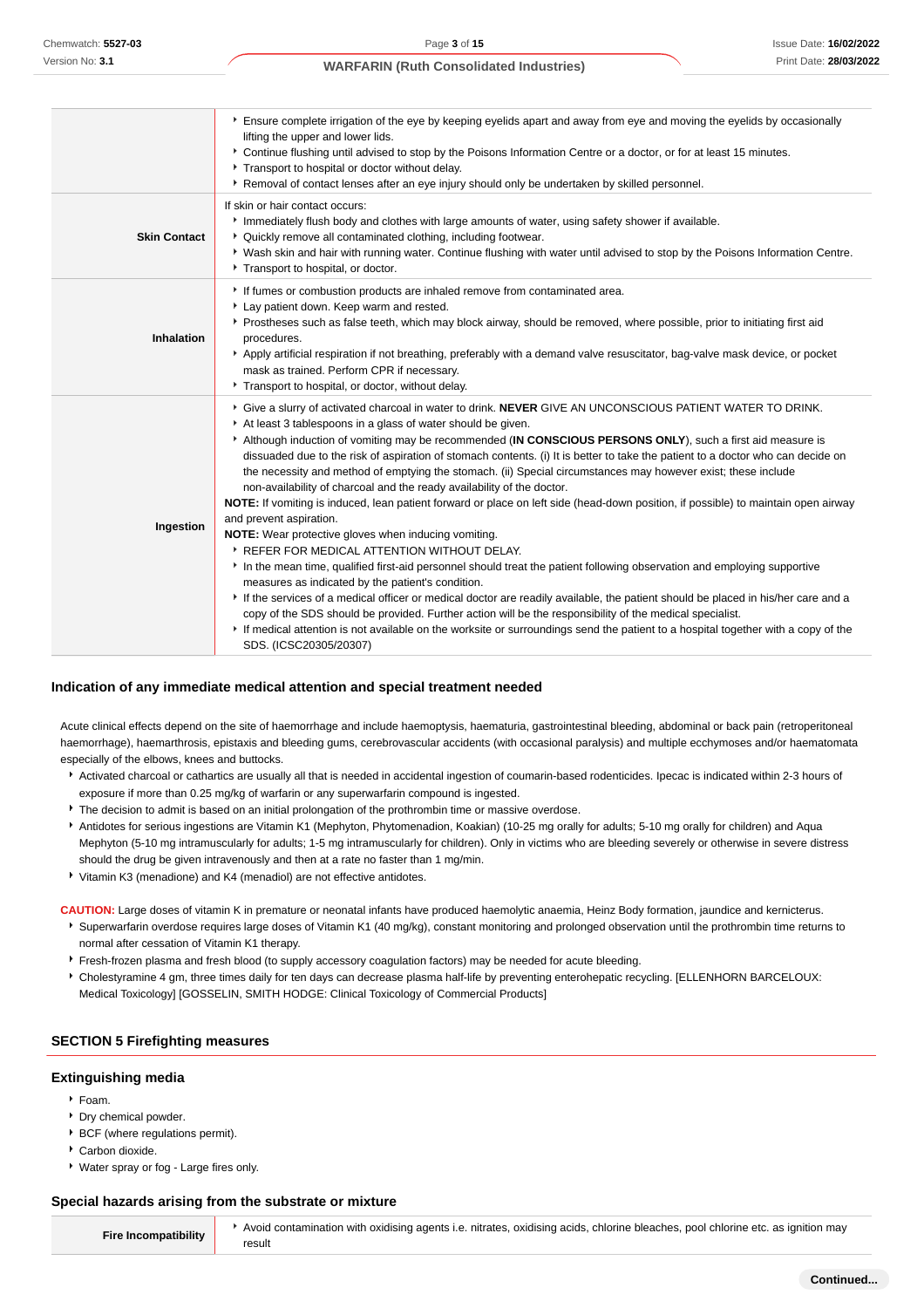| | |
|---|---|
| | ‣ Ensure complete irrigation of the eye by keeping eyelids apart and away from eye and moving the eyelids by occasionally lifting the upper and lower lids.<br>‣ Continue flushing until advised to stop by the Poisons Information Centre or a doctor, or for at least 15 minutes.<br>‣ Transport to hospital or doctor without delay.<br>‣ Removal of contact lenses after an eye injury should only be undertaken by skilled personnel. |
| **Skin Contact** | If skin or hair contact occurs:<br>‣ Immediately flush body and clothes with large amounts of water, using safety shower if available.<br>‣ Quickly remove all contaminated clothing, including footwear.<br>‣ Wash skin and hair with running water. Continue flushing with water until advised to stop by the Poisons Information Centre.<br>‣ Transport to hospital, or doctor. |
| **Inhalation** | ‣ If fumes or combustion products are inhaled remove from contaminated area.<br>‣ Lay patient down. Keep warm and rested.<br>‣ Prostheses such as false teeth, which may block airway, should be removed, where possible, prior to initiating first aid procedures.<br>‣ Apply artificial respiration if not breathing, preferably with a demand valve resuscitator, bag-valve mask device, or pocket mask as trained. Perform CPR if necessary.<br>‣ Transport to hospital, or doctor, without delay. |
| **Ingestion** | ‣ Give a slurry of activated charcoal in water to drink. **NEVER** GIVE AN UNCONSCIOUS PATIENT WATER TO DRINK.<br>‣ At least 3 tablespoons in a glass of water should be given.<br>‣ Although induction of vomiting may be recommended (**IN CONSCIOUS PERSONS ONLY**), such a first aid measure is dissuaded due to the risk of aspiration of stomach contents. (i) It is better to take the patient to a doctor who can decide on the necessity and method of emptying the stomach. (ii) Special circumstances may however exist; these include non-availability of charcoal and the ready availability of the doctor.<br>**NOTE:** If vomiting is induced, lean patient forward or place on left side (head-down position, if possible) to maintain open airway and prevent aspiration.<br>**NOTE:** Wear protective gloves when inducing vomiting.<br>‣ REFER FOR MEDICAL ATTENTION WITHOUT DELAY.<br>‣ In the mean time, qualified first-aid personnel should treat the patient following observation and employing supportive measures as indicated by the patient's condition.<br>‣ If the services of a medical officer or medical doctor are readily available, the patient should be placed in his/her care and a copy of the SDS should be provided. Further action will be the responsibility of the medical specialist.<br>‣ If medical attention is not available on the worksite or surroundings send the patient to a hospital together with a copy of the SDS. (ICSC20305/20307) |

### Indication of any immediate medical attention and special treatment needed

Acute clinical effects depend on the site of haemorrhage and include haemoptysis, haematuria, gastrointestinal bleeding, abdominal or back pain (retroperitoneal haemorrhage), haemarthrosis, epistaxis and bleeding gums, cerebrovascular accidents (with occasional paralysis) and multiple ecchymoses and/or haematomata especially of the elbows, knees and buttocks.

- Activated charcoal or cathartics are usually all that is needed in accidental ingestion of coumarin-based rodenticides. Ipecac is indicated within 2-3 hours of exposure if more than 0.25 mg/kg of warfarin or any superwarfarin compound is ingested.
- The decision to admit is based on an initial prolongation of the prothrombin time or massive overdose.
- Antidotes for serious ingestions are Vitamin K1 (Mephyton, Phytomenadion, Koakian) (10-25 mg orally for adults; 5-10 mg orally for children) and Aqua Mephyton (5-10 mg intramuscularly for adults; 1-5 mg intramuscularly for children). Only in victims who are bleeding severely or otherwise in severe distress should the drug be given intravenously and then at a rate no faster than 1 mg/min.
- Vitamin K3 (menadione) and K4 (menadiol) are not effective antidotes.

**CAUTION:** Large doses of vitamin K in premature or neonatal infants have produced haemolytic anaemia, Heinz Body formation, jaundice and kernicterus.

- Superwarfarin overdose requires large doses of Vitamin K1 (40 mg/kg), constant monitoring and prolonged observation until the prothrombin time returns to normal after cessation of Vitamin K1 therapy.
- Fresh-frozen plasma and fresh blood (to supply accessory coagulation factors) may be needed for acute bleeding.
- Cholestyramine 4 gm, three times daily for ten days can decrease plasma half-life by preventing enterohepatic recycling. [ELLENHORN BARCELOUX: Medical Toxicology] [GOSSELIN, SMITH HODGE: Clinical Toxicology of Commercial Products]

## SECTION 5 Firefighting measures

### Extinguishing media

- Foam.
- Dry chemical powder.
- BCF (where regulations permit).
- Carbon dioxide.
- Water spray or fog - Large fires only.

### Special hazards arising from the substrate or mixture

| | |
|---|---|
| **Fire Incompatibility** | ‣ Avoid contamination with oxidising agents i.e. nitrates, oxidising acids, chlorine bleaches, pool chlorine etc. as ignition may result |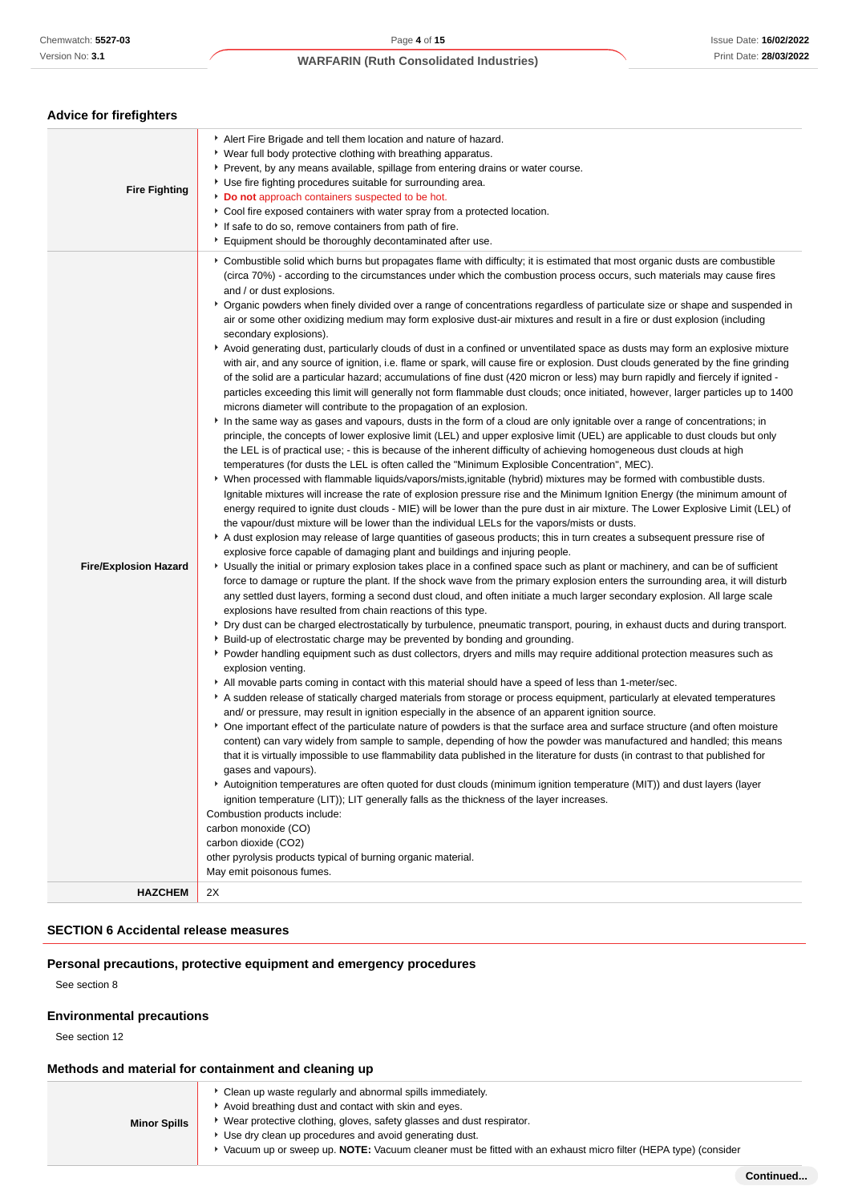### Advice for firefighters

| | |
|---|---|
| **Fire Fighting** | ▸ Alert Fire Brigade and tell them location and nature of hazard.<br>▸ Wear full body protective clothing with breathing apparatus.<br>▸ Prevent, by any means available, spillage from entering drains or water course.<br>▸ Use fire fighting procedures suitable for surrounding area.<br>▸ **Do not** approach containers suspected to be hot.<br>▸ Cool fire exposed containers with water spray from a protected location.<br>▸ If safe to do so, remove containers from path of fire.<br>▸ Equipment should be thoroughly decontaminated after use. |
| **Fire/Explosion Hazard** | ▸ Combustible solid which burns but propagates flame with difficulty; it is estimated that most organic dusts are combustible (circa 70%) - according to the circumstances under which the combustion process occurs, such materials may cause fires and / or dust explosions.<br>▸ Organic powders when finely divided over a range of concentrations regardless of particulate size or shape and suspended in air or some other oxidizing medium may form explosive dust-air mixtures and result in a fire or dust explosion (including secondary explosions).<br>▸ Avoid generating dust, particularly clouds of dust in a confined or unventilated space as dusts may form an explosive mixture with air, and any source of ignition, i.e. flame or spark, will cause fire or explosion. Dust clouds generated by the fine grinding of the solid are a particular hazard; accumulations of fine dust (420 micron or less) may burn rapidly and fiercely if ignited - particles exceeding this limit will generally not form flammable dust clouds; once initiated, however, larger particles up to 1400 microns diameter will contribute to the propagation of an explosion.<br>▸ In the same way as gases and vapours, dusts in the form of a cloud are only ignitable over a range of concentrations; in principle, the concepts of lower explosive limit (LEL) and upper explosive limit (UEL) are applicable to dust clouds but only the LEL is of practical use; - this is because of the inherent difficulty of achieving homogeneous dust clouds at high temperatures (for dusts the LEL is often called the "Minimum Explosible Concentration", MEC).<br>▸ When processed with flammable liquids/vapors/mists,ignitable (hybrid) mixtures may be formed with combustible dusts. Ignitable mixtures will increase the rate of explosion pressure rise and the Minimum Ignition Energy (the minimum amount of energy required to ignite dust clouds - MIE) will be lower than the pure dust in air mixture. The Lower Explosive Limit (LEL) of the vapour/dust mixture will be lower than the individual LELs for the vapors/mists or dusts.<br>▸ A dust explosion may release of large quantities of gaseous products; this in turn creates a subsequent pressure rise of explosive force capable of damaging plant and buildings and injuring people.<br>▸ Usually the initial or primary explosion takes place in a confined space such as plant or machinery, and can be of sufficient force to damage or rupture the plant. If the shock wave from the primary explosion enters the surrounding area, it will disturb any settled dust layers, forming a second dust cloud, and often initiate a much larger secondary explosion. All large scale explosions have resulted from chain reactions of this type.<br>▸ Dry dust can be charged electrostatically by turbulence, pneumatic transport, pouring, in exhaust ducts and during transport.<br>▸ Build-up of electrostatic charge may be prevented by bonding and grounding.<br>▸ Powder handling equipment such as dust collectors, dryers and mills may require additional protection measures such as explosion venting.<br>▸ All movable parts coming in contact with this material should have a speed of less than 1-meter/sec.<br>▸ A sudden release of statically charged materials from storage or process equipment, particularly at elevated temperatures and/ or pressure, may result in ignition especially in the absence of an apparent ignition source.<br>▸ One important effect of the particulate nature of powders is that the surface area and surface structure (and often moisture content) can vary widely from sample to sample, depending of how the powder was manufactured and handled; this means that it is virtually impossible to use flammability data published in the literature for dusts (in contrast to that published for gases and vapours).<br>▸ Autoignition temperatures are often quoted for dust clouds (minimum ignition temperature (MIT)) and dust layers (layer ignition temperature (LIT)); LIT generally falls as the thickness of the layer increases.<br>Combustion products include:<br>carbon monoxide (CO)<br>carbon dioxide (CO2)<br>other pyrolysis products typical of burning organic material.<br>May emit poisonous fumes. |
| **HAZCHEM** | 2X |

## SECTION 6 Accidental release measures

### Personal precautions, protective equipment and emergency procedures

See section 8

### Environmental precautions

See section 12

### Methods and material for containment and cleaning up

| | |
|---|---|
| **Minor Spills** | ▸ Clean up waste regularly and abnormal spills immediately.<br>▸ Avoid breathing dust and contact with skin and eyes.<br>▸ Wear protective clothing, gloves, safety glasses and dust respirator.<br>▸ Use dry clean up procedures and avoid generating dust.<br>▸ Vacuum up or sweep up. **NOTE:** Vacuum cleaner must be fitted with an exhaust micro filter (HEPA type) (consider |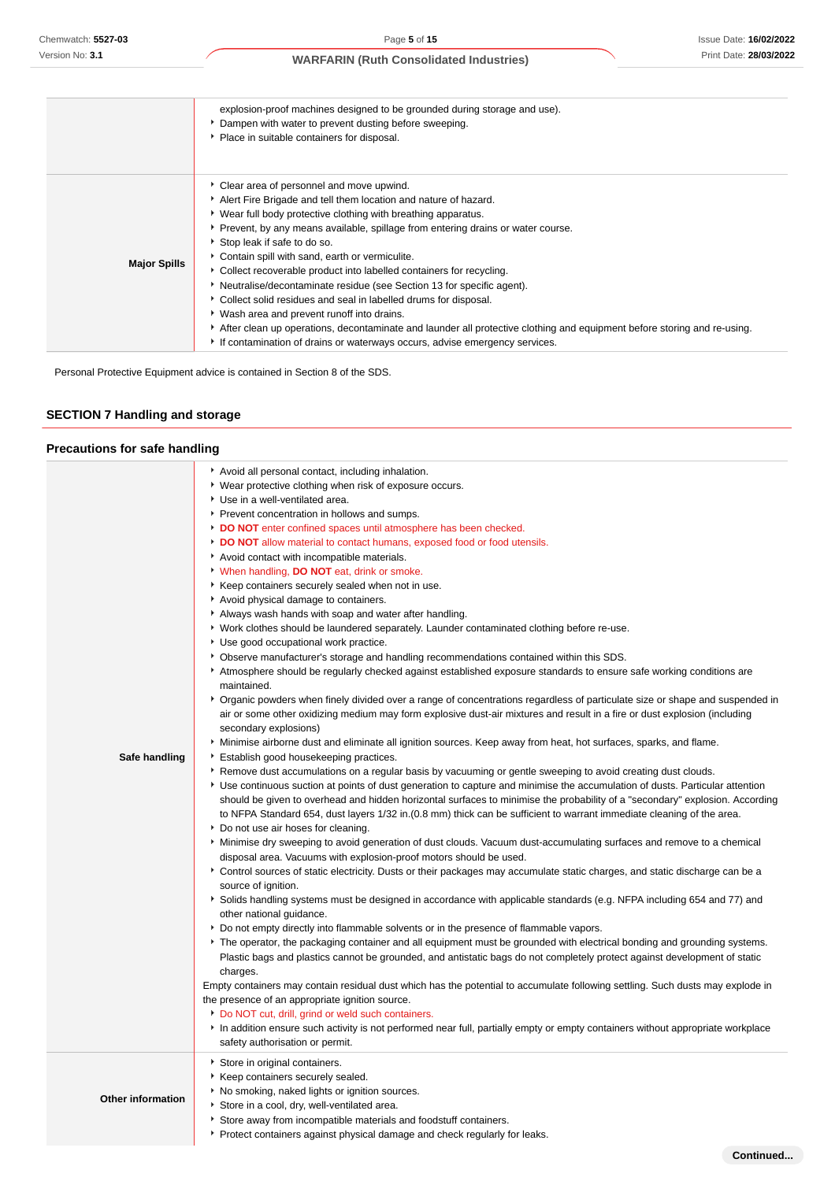| | |
|---|---|
| | explosion-proof machines designed to be grounded during storage and use).<br>- Dampen with water to prevent dusting before sweeping.<br>- Place in suitable containers for disposal. |
| **Major Spills** | - Clear area of personnel and move upwind.<br>- Alert Fire Brigade and tell them location and nature of hazard.<br>- Wear full body protective clothing with breathing apparatus.<br>- Prevent, by any means available, spillage from entering drains or water course.<br>- Stop leak if safe to do so.<br>- Contain spill with sand, earth or vermiculite.<br>- Collect recoverable product into labelled containers for recycling.<br>- Neutralise/decontaminate residue (see Section 13 for specific agent).<br>- Collect solid residues and seal in labelled drums for disposal.<br>- Wash area and prevent runoff into drains.<br>- After clean up operations, decontaminate and launder all protective clothing and equipment before storing and re-using.<br>- If contamination of drains or waterways occurs, advise emergency services. |

Personal Protective Equipment advice is contained in Section 8 of the SDS.

## SECTION 7 Handling and storage

### Precautions for safe handling

| | |
|---|---|
| **Safe handling** | - Avoid all personal contact, including inhalation.<br>- Wear protective clothing when risk of exposure occurs.<br>- Use in a well-ventilated area.<br>- Prevent concentration in hollows and sumps.<br>- **DO NOT** enter confined spaces until atmosphere has been checked.<br>- **DO NOT** allow material to contact humans, exposed food or food utensils.<br>- Avoid contact with incompatible materials.<br>- When handling, **DO NOT** eat, drink or smoke.<br>- Keep containers securely sealed when not in use.<br>- Avoid physical damage to containers.<br>- Always wash hands with soap and water after handling.<br>- Work clothes should be laundered separately. Launder contaminated clothing before re-use.<br>- Use good occupational work practice.<br>- Observe manufacturer's storage and handling recommendations contained within this SDS.<br>- Atmosphere should be regularly checked against established exposure standards to ensure safe working conditions are maintained.<br>- Organic powders when finely divided over a range of concentrations regardless of particulate size or shape and suspended in air or some other oxidizing medium may form explosive dust-air mixtures and result in a fire or dust explosion (including secondary explosions)<br>- Minimise airborne dust and eliminate all ignition sources. Keep away from heat, hot surfaces, sparks, and flame.<br>- Establish good housekeeping practices.<br>- Remove dust accumulations on a regular basis by vacuuming or gentle sweeping to avoid creating dust clouds.<br>- Use continuous suction at points of dust generation to capture and minimise the accumulation of dusts. Particular attention should be given to overhead and hidden horizontal surfaces to minimise the probability of a "secondary" explosion. According to NFPA Standard 654, dust layers 1/32 in.(0.8 mm) thick can be sufficient to warrant immediate cleaning of the area.<br>- Do not use air hoses for cleaning.<br>- Minimise dry sweeping to avoid generation of dust clouds. Vacuum dust-accumulating surfaces and remove to a chemical disposal area. Vacuums with explosion-proof motors should be used.<br>- Control sources of static electricity. Dusts or their packages may accumulate static charges, and static discharge can be a source of ignition.<br>- Solids handling systems must be designed in accordance with applicable standards (e.g. NFPA including 654 and 77) and other national guidance.<br>- Do not empty directly into flammable solvents or in the presence of flammable vapors.<br>- The operator, the packaging container and all equipment must be grounded with electrical bonding and grounding systems. Plastic bags and plastics cannot be grounded, and antistatic bags do not completely protect against development of static charges.<br>Empty containers may contain residual dust which has the potential to accumulate following settling. Such dusts may explode in the presence of an appropriate ignition source.<br>- Do NOT cut, drill, grind or weld such containers.<br>- In addition ensure such activity is not performed near full, partially empty or empty containers without appropriate workplace safety authorisation or permit. |
| **Other information** | - Store in original containers.<br>- Keep containers securely sealed.<br>- No smoking, naked lights or ignition sources.<br>- Store in a cool, dry, well-ventilated area.<br>- Store away from incompatible materials and foodstuff containers.<br>- Protect containers against physical damage and check regularly for leaks. |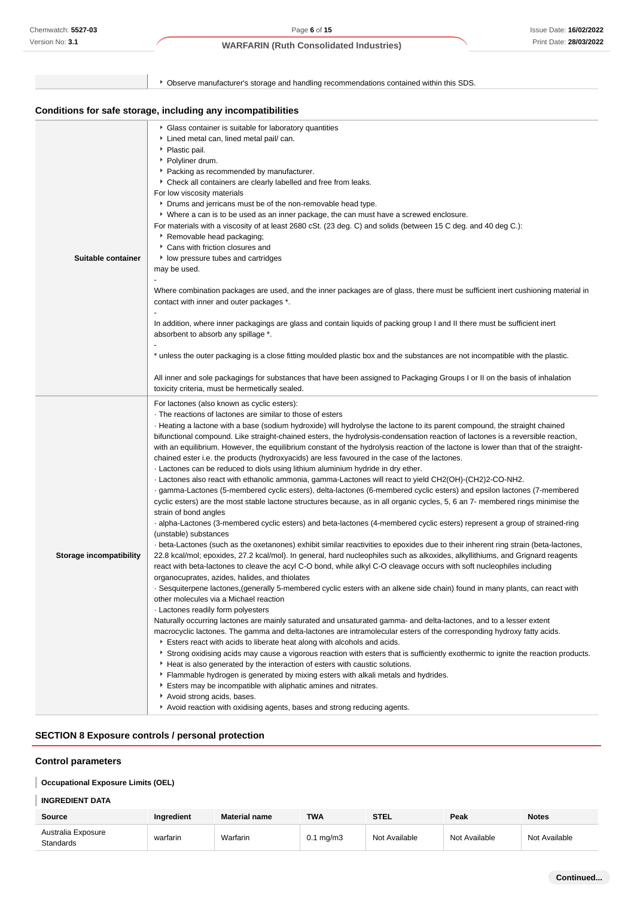| | |
|---|---|
| | - Observe manufacturer's storage and handling recommendations contained within this SDS. |

### Conditions for safe storage, including any incompatibilities

| | |
|---|---|
| **Suitable container** | - Glass container is suitable for laboratory quantities<br>- Lined metal can, lined metal pail/ can.<br>- Plastic pail.<br>- Polyliner drum.<br>- Packing as recommended by manufacturer.<br>- Check all containers are clearly labelled and free from leaks.<br>For low viscosity materials<br>- Drums and jerricans must be of the non-removable head type.<br>- Where a can is to be used as an inner package, the can must have a screwed enclosure.<br>For materials with a viscosity of at least 2680 cSt. (23 deg. C) and solids (between 15 C deg. and 40 deg C.):<br>- Removable head packaging;<br>- Cans with friction closures and<br>- low pressure tubes and cartridges<br>may be used.<br>-<br>Where combination packages are used, and the inner packages are of glass, there must be sufficient inert cushioning material in contact with inner and outer packages *.<br>-<br>In addition, where inner packagings are glass and contain liquids of packing group I and II there must be sufficient inert absorbent to absorb any spillage *.<br>-<br>* unless the outer packaging is a close fitting moulded plastic box and the substances are not incompatible with the plastic.<br><br>All inner and sole packagings for substances that have been assigned to Packaging Groups I or II on the basis of inhalation toxicity criteria, must be hermetically sealed. |
| **Storage incompatibility** | For lactones (also known as cyclic esters):<br>· The reactions of lactones are similar to those of esters<br>· Heating a lactone with a base (sodium hydroxide) will hydrolyse the lactone to its parent compound, the straight chained bifunctional compound. Like straight-chained esters, the hydrolysis-condensation reaction of lactones is a reversible reaction, with an equilibrium. However, the equilibrium constant of the hydrolysis reaction of the lactone is lower than that of the straight-chained ester i.e. the products (hydroxyacids) are less favoured in the case of the lactones.<br>· Lactones can be reduced to diols using lithium aluminium hydride in dry ether.<br>· Lactones also react with ethanolic ammonia, gamma-Lactones will react to yield $CH_2(OH)$-$(CH_2)_2$-CO-$NH_2$.<br>· gamma-Lactones (5-membered cyclic esters), delta-lactones (6-membered cyclic esters) and epsilon lactones (7-membered cyclic esters) are the most stable lactone structures because, as in all organic cycles, 5, 6 an 7- membered rings minimise the strain of bond angles<br>· alpha-Lactones (3-membered cyclic esters) and beta-lactones (4-membered cyclic esters) represent a group of strained-ring (unstable) substances<br>· beta-Lactones (such as the oxetanones) exhibit similar reactivities to epoxides due to their inherent ring strain (beta-lactones, 22.8 kcal/mol; epoxides, 27.2 kcal/mol). In general, hard nucleophiles such as alkoxides, alkyllithiums, and Grignard reagents react with beta-lactones to cleave the acyl C-O bond, while alkyl C-O cleavage occurs with soft nucleophiles including organocuprates, azides, halides, and thiolates<br>· Sesquiterpene lactones,(generally 5-membered cyclic esters with an alkene side chain) found in many plants, can react with other molecules via a Michael reaction<br>· Lactones readily form polyesters<br>Naturally occurring lactones are mainly saturated and unsaturated gamma- and delta-lactones, and to a lesser extent macrocyclic lactones. The gamma and delta-lactones are intramolecular esters of the corresponding hydroxy fatty acids.<br>- Esters react with acids to liberate heat along with alcohols and acids.<br>- Strong oxidising acids may cause a vigorous reaction with esters that is sufficiently exothermic to ignite the reaction products.<br>- Heat is also generated by the interaction of esters with caustic solutions.<br>- Flammable hydrogen is generated by mixing esters with alkali metals and hydrides.<br>- Esters may be incompatible with aliphatic amines and nitrates.<br>- Avoid strong acids, bases.<br>- Avoid reaction with oxidising agents, bases and strong reducing agents. |

## SECTION 8 Exposure controls / personal protection

### Control parameters

#### Occupational Exposure Limits (OEL)

#### INGREDIENT DATA

| Source | Ingredient | Material name | TWA | STEL | Peak | Notes |
|---|---|---|---|---|---|---|
| Australia Exposure Standards | warfarin | Warfarin | 0.1 mg/m3 | Not Available | Not Available | Not Available |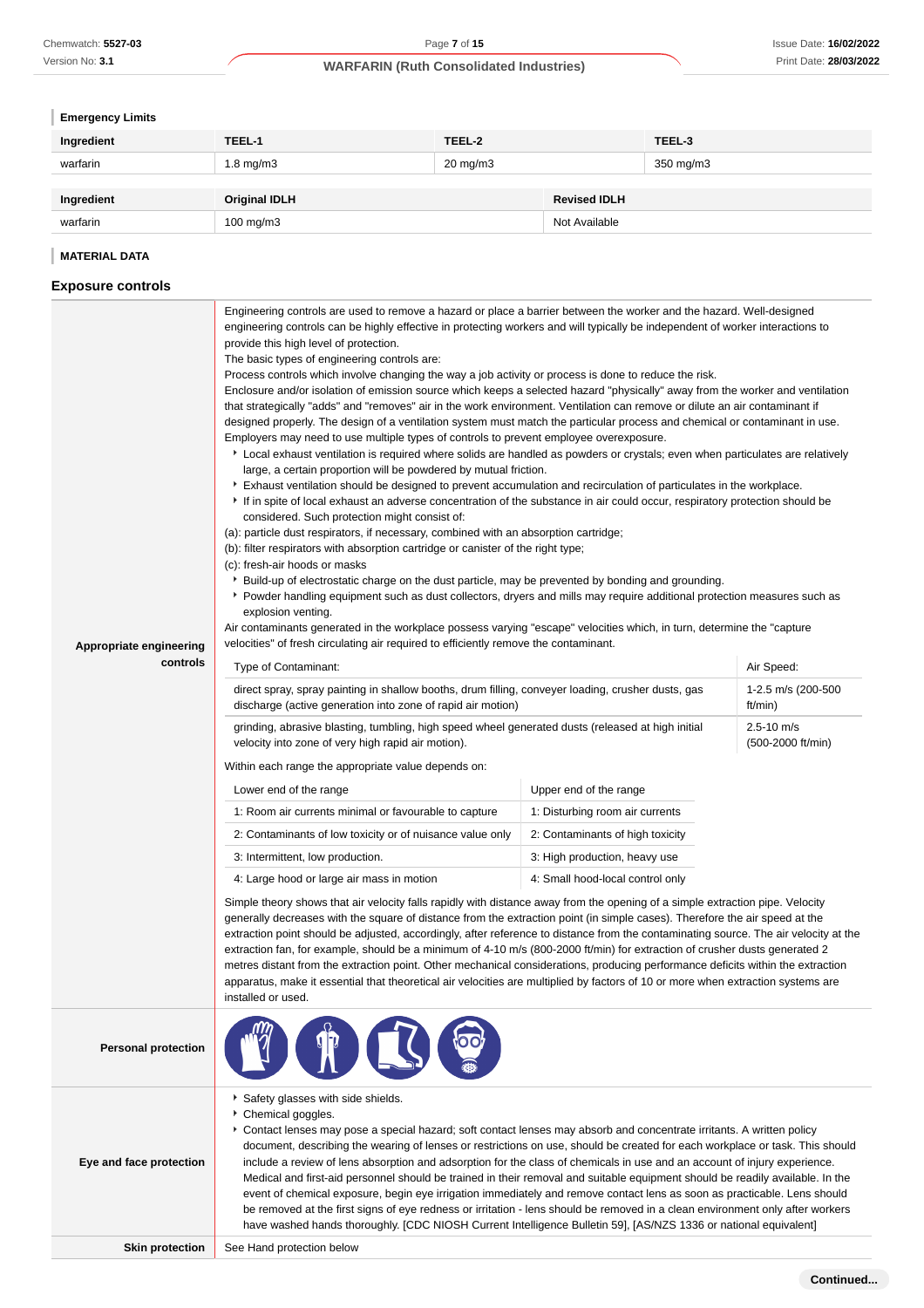### Emergency Limits

| Ingredient | TEEL-1 | TEEL-2 | TEEL-3 |
|---|---|---|---|
| warfarin | 1.8 mg/m3 | 20 mg/m3 | 350 mg/m3 |

| Ingredient | Original IDLH | Revised IDLH |
|---|---|---|
| warfarin | 100 mg/m3 | Not Available |

### MATERIAL DATA

## Exposure controls

**Appropriate engineering controls**

Engineering controls are used to remove a hazard or place a barrier between the worker and the hazard. Well-designed engineering controls can be highly effective in protecting workers and will typically be independent of worker interactions to provide this high level of protection.
The basic types of engineering controls are:
Process controls which involve changing the way a job activity or process is done to reduce the risk.
Enclosure and/or isolation of emission source which keeps a selected hazard "physically" away from the worker and ventilation that strategically "adds" and "removes" air in the work environment. Ventilation can remove or dilute an air contaminant if designed properly. The design of a ventilation system must match the particular process and chemical or contaminant in use.
Employers may need to use multiple types of controls to prevent employee overexposure.

- Local exhaust ventilation is required where solids are handled as powders or crystals; even when particulates are relatively large, a certain proportion will be powdered by mutual friction.
- Exhaust ventilation should be designed to prevent accumulation and recirculation of particulates in the workplace.
- If in spite of local exhaust an adverse concentration of the substance in air could occur, respiratory protection should be considered. Such protection might consist of:

(a): particle dust respirators, if necessary, combined with an absorption cartridge;
(b): filter respirators with absorption cartridge or canister of the right type;
(c): fresh-air hoods or masks

- Build-up of electrostatic charge on the dust particle, may be prevented by bonding and grounding.
- Powder handling equipment such as dust collectors, dryers and mills may require additional protection measures such as explosion venting.

Air contaminants generated in the workplace possess varying "escape" velocities which, in turn, determine the "capture velocities" of fresh circulating air required to efficiently remove the contaminant.

| Type of Contaminant: | Air Speed: |
|---|---|
| direct spray, spray painting in shallow booths, drum filling, conveyer loading, crusher dusts, gas discharge (active generation into zone of rapid air motion) | 1-2.5 m/s (200-500 ft/min) |
| grinding, abrasive blasting, tumbling, high speed wheel generated dusts (released at high initial velocity into zone of very high rapid air motion). | 2.5-10 m/s (500-2000 ft/min) |

Within each range the appropriate value depends on:

| Lower end of the range | Upper end of the range |
|---|---|
| 1: Room air currents minimal or favourable to capture | 1: Disturbing room air currents |
| 2: Contaminants of low toxicity or of nuisance value only | 2: Contaminants of high toxicity |
| 3: Intermittent, low production. | 3: High production, heavy use |
| 4: Large hood or large air mass in motion | 4: Small hood-local control only |

Simple theory shows that air velocity falls rapidly with distance away from the opening of a simple extraction pipe. Velocity generally decreases with the square of distance from the extraction point (in simple cases). Therefore the air speed at the extraction point should be adjusted, accordingly, after reference to distance from the contaminating source. The air velocity at the extraction fan, for example, should be a minimum of 4-10 m/s (800-2000 ft/min) for extraction of crusher dusts generated 2 metres distant from the extraction point. Other mechanical considerations, producing performance deficits within the extraction apparatus, make it essential that theoretical air velocities are multiplied by factors of 10 or more when extraction systems are installed or used.

**Personal protection**

**Eye and face protection**

- Safety glasses with side shields.
- Chemical goggles.
- Contact lenses may pose a special hazard; soft contact lenses may absorb and concentrate irritants. A written policy document, describing the wearing of lenses or restrictions on use, should be created for each workplace or task. This should include a review of lens absorption and adsorption for the class of chemicals in use and an account of injury experience. Medical and first-aid personnel should be trained in their removal and suitable equipment should be readily available. In the event of chemical exposure, begin eye irrigation immediately and remove contact lens as soon as practicable. Lens should be removed at the first signs of eye redness or irritation - lens should be removed in a clean environment only after workers have washed hands thoroughly. [CDC NIOSH Current Intelligence Bulletin 59], [AS/NZS 1336 or national equivalent]

**Skin protection**

See Hand protection below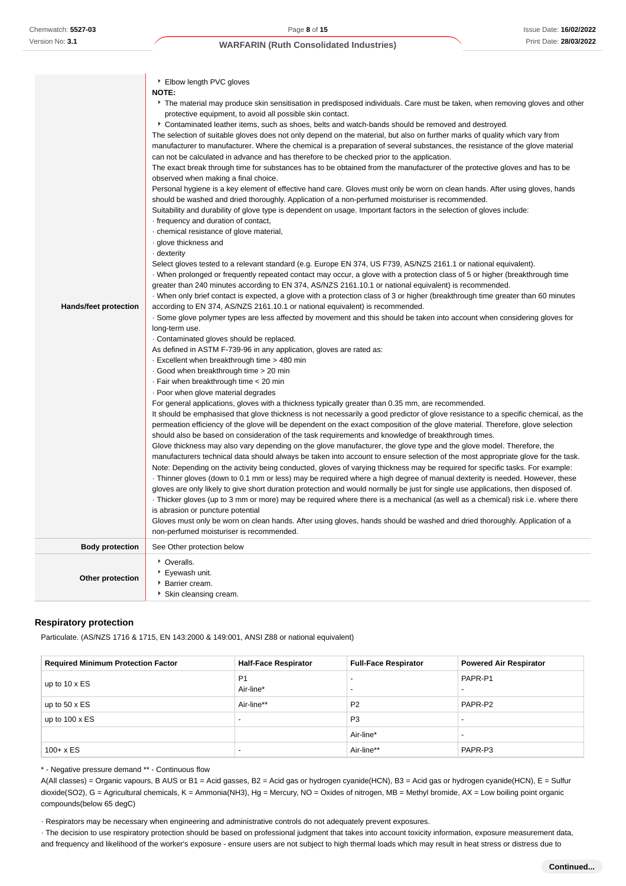| | |
|---|---|
| **Hands/feet protection** | ▸ Elbow length PVC gloves<br>**NOTE:**<br>▸ The material may produce skin sensitisation in predisposed individuals. Care must be taken, when removing gloves and other protective equipment, to avoid all possible skin contact.<br>▸ Contaminated leather items, such as shoes, belts and watch-bands should be removed and destroyed.<br>The selection of suitable gloves does not only depend on the material, but also on further marks of quality which vary from manufacturer to manufacturer. Where the chemical is a preparation of several substances, the resistance of the glove material can not be calculated in advance and has therefore to be checked prior to the application.<br>The exact break through time for substances has to be obtained from the manufacturer of the protective gloves and has to be observed when making a final choice.<br>Personal hygiene is a key element of effective hand care. Gloves must only be worn on clean hands. After using gloves, hands should be washed and dried thoroughly. Application of a non-perfumed moisturiser is recommended.<br>Suitability and durability of glove type is dependent on usage. Important factors in the selection of gloves include:<br>· frequency and duration of contact,<br>· chemical resistance of glove material,<br>· glove thickness and<br>· dexterity<br>Select gloves tested to a relevant standard (e.g. Europe EN 374, US F739, AS/NZS 2161.1 or national equivalent).<br>· When prolonged or frequently repeated contact may occur, a glove with a protection class of 5 or higher (breakthrough time greater than 240 minutes according to EN 374, AS/NZS 2161.10.1 or national equivalent) is recommended.<br>· When only brief contact is expected, a glove with a protection class of 3 or higher (breakthrough time greater than 60 minutes according to EN 374, AS/NZS 2161.10.1 or national equivalent) is recommended.<br>· Some glove polymer types are less affected by movement and this should be taken into account when considering gloves for long-term use.<br>· Contaminated gloves should be replaced.<br>As defined in ASTM F-739-96 in any application, gloves are rated as:<br>· Excellent when breakthrough time > 480 min<br>· Good when breakthrough time > 20 min<br>· Fair when breakthrough time < 20 min<br>· Poor when glove material degrades<br>For general applications, gloves with a thickness typically greater than 0.35 mm, are recommended.<br>It should be emphasised that glove thickness is not necessarily a good predictor of glove resistance to a specific chemical, as the permeation efficiency of the glove will be dependent on the exact composition of the glove material. Therefore, glove selection should also be based on consideration of the task requirements and knowledge of breakthrough times.<br>Glove thickness may also vary depending on the glove manufacturer, the glove type and the glove model. Therefore, the manufacturers technical data should always be taken into account to ensure selection of the most appropriate glove for the task.<br>Note: Depending on the activity being conducted, gloves of varying thickness may be required for specific tasks. For example:<br>· Thinner gloves (down to 0.1 mm or less) may be required where a high degree of manual dexterity is needed. However, these gloves are only likely to give short duration protection and would normally be just for single use applications, then disposed of.<br>· Thicker gloves (up to 3 mm or more) may be required where there is a mechanical (as well as a chemical) risk i.e. where there is abrasion or puncture potential<br>Gloves must only be worn on clean hands. After using gloves, hands should be washed and dried thoroughly. Application of a non-perfumed moisturiser is recommended. |
| **Body protection** | See Other protection below |
| **Other protection** | ▸ Overalls.<br>▸ Eyewash unit.<br>▸ Barrier cream.<br>▸ Skin cleansing cream. |

### Respiratory protection

Particulate. (AS/NZS 1716 & 1715, EN 143:2000 & 149:001, ANSI Z88 or national equivalent)

| Required Minimum Protection Factor | Half-Face Respirator | Full-Face Respirator | Powered Air Respirator |
|---|---|---|---|
| up to 10 x ES | P1<br>Air-line* | -<br>- | PAPR-P1<br>- |
| up to 50 x ES | Air-line** | P2 | PAPR-P2 |
| up to 100 x ES | - | P3 | - |
| | | Air-line* | - |
| 100+ x ES | - | Air-line** | PAPR-P3 |

* - Negative pressure demand ** - Continuous flow

A(All classes) = Organic vapours, B AUS or B1 = Acid gasses, B2 = Acid gas or hydrogen cyanide(HCN), B3 = Acid gas or hydrogen cyanide(HCN), E = Sulfur dioxide(SO2), G = Agricultural chemicals, K = Ammonia(NH3), Hg = Mercury, NO = Oxides of nitrogen, MB = Methyl bromide, AX = Low boiling point organic compounds(below 65 degC)

· Respirators may be necessary when engineering and administrative controls do not adequately prevent exposures.

· The decision to use respiratory protection should be based on professional judgment that takes into account toxicity information, exposure measurement data, and frequency and likelihood of the worker's exposure - ensure users are not subject to high thermal loads which may result in heat stress or distress due to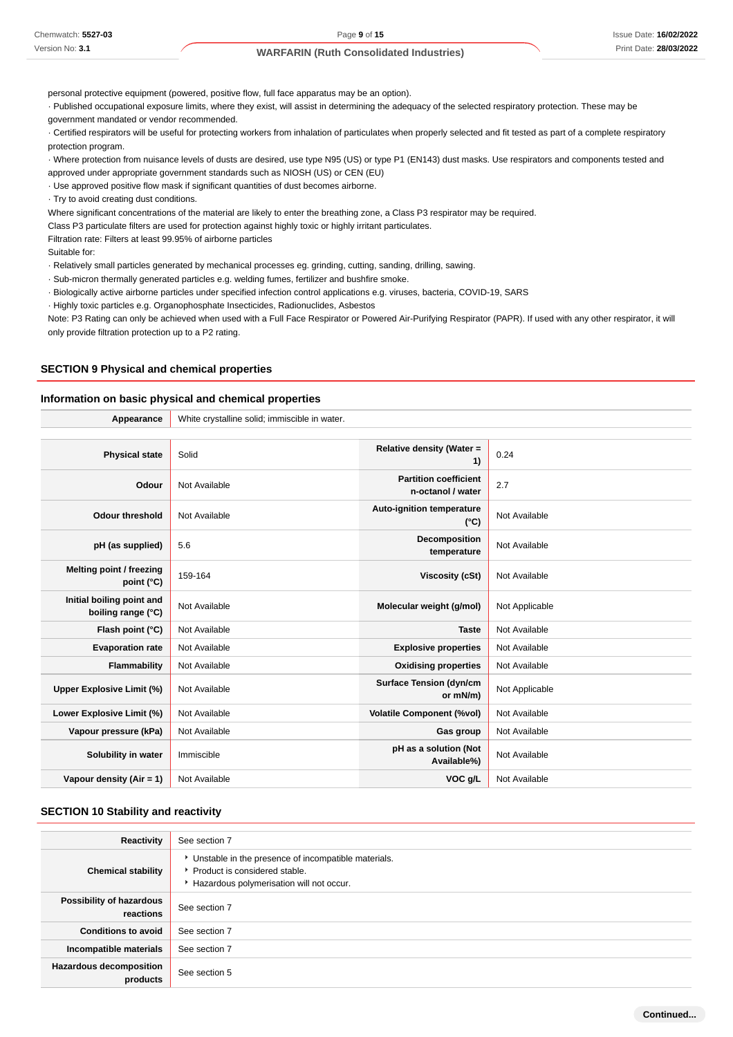personal protective equipment (powered, positive flow, full face apparatus may be an option).

· Published occupational exposure limits, where they exist, will assist in determining the adequacy of the selected respiratory protection. These may be government mandated or vendor recommended.

· Certified respirators will be useful for protecting workers from inhalation of particulates when properly selected and fit tested as part of a complete respiratory protection program.

· Where protection from nuisance levels of dusts are desired, use type N95 (US) or type P1 (EN143) dust masks. Use respirators and components tested and approved under appropriate government standards such as NIOSH (US) or CEN (EU)

· Use approved positive flow mask if significant quantities of dust becomes airborne.

· Try to avoid creating dust conditions.

Where significant concentrations of the material are likely to enter the breathing zone, a Class P3 respirator may be required.

Class P3 particulate filters are used for protection against highly toxic or highly irritant particulates.

Filtration rate: Filters at least 99.95% of airborne particles

Suitable for:

· Relatively small particles generated by mechanical processes eg. grinding, cutting, sanding, drilling, sawing.

· Sub-micron thermally generated particles e.g. welding fumes, fertilizer and bushfire smoke.

· Biologically active airborne particles under specified infection control applications e.g. viruses, bacteria, COVID-19, SARS

· Highly toxic particles e.g. Organophosphate Insecticides, Radionuclides, Asbestos

Note: P3 Rating can only be achieved when used with a Full Face Respirator or Powered Air-Purifying Respirator (PAPR). If used with any other respirator, it will only provide filtration protection up to a P2 rating.

## SECTION 9 Physical and chemical properties

### Information on basic physical and chemical properties

| | | | |
|---|---|---|---|
| **Appearance** | White crystalline solid; immiscible in water. | | |
| **Physical state** | Solid | **Relative density (Water = 1)** | 0.24 |
| **Odour** | Not Available | **Partition coefficient n-octanol / water** | 2.7 |
| **Odour threshold** | Not Available | **Auto-ignition temperature (°C)** | Not Available |
| **pH (as supplied)** | 5.6 | **Decomposition temperature** | Not Available |
| **Melting point / freezing point (°C)** | 159-164 | **Viscosity (cSt)** | Not Available |
| **Initial boiling point and boiling range (°C)** | Not Available | **Molecular weight (g/mol)** | Not Applicable |
| **Flash point (°C)** | Not Available | **Taste** | Not Available |
| **Evaporation rate** | Not Available | **Explosive properties** | Not Available |
| **Flammability** | Not Available | **Oxidising properties** | Not Available |
| **Upper Explosive Limit (%)** | Not Available | **Surface Tension (dyn/cm or mN/m)** | Not Applicable |
| **Lower Explosive Limit (%)** | Not Available | **Volatile Component (%vol)** | Not Available |
| **Vapour pressure (kPa)** | Not Available | **Gas group** | Not Available |
| **Solubility in water** | Immiscible | **pH as a solution (Not Available%)** | Not Available |
| **Vapour density (Air = 1)** | Not Available | **VOC g/L** | Not Available |

## SECTION 10 Stability and reactivity

| | |
|---|---|
| **Reactivity** | See section 7 |
| **Chemical stability** | ‣ Unstable in the presence of incompatible materials.<br>‣ Product is considered stable.<br>‣ Hazardous polymerisation will not occur. |
| **Possibility of hazardous reactions** | See section 7 |
| **Conditions to avoid** | See section 7 |
| **Incompatible materials** | See section 7 |
| **Hazardous decomposition products** | See section 5 |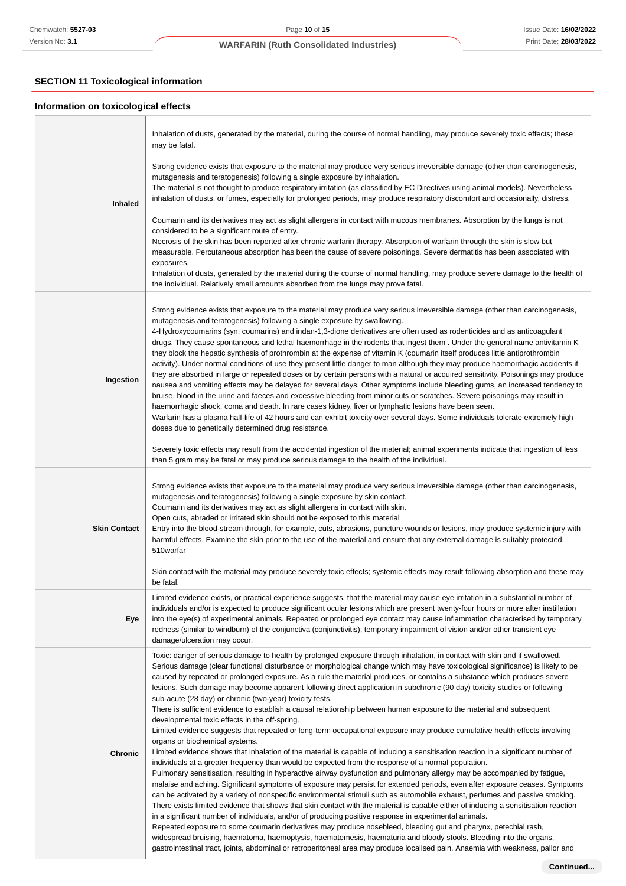## SECTION 11 Toxicological information

### Information on toxicological effects

| | |
|---|---|
| **Inhaled** | Inhalation of dusts, generated by the material, during the course of normal handling, may produce severely toxic effects; these may be fatal.<br><br>Strong evidence exists that exposure to the material may produce very serious irreversible damage (other than carcinogenesis, mutagenesis and teratogenesis) following a single exposure by inhalation.<br>The material is not thought to produce respiratory irritation (as classified by EC Directives using animal models). Nevertheless inhalation of dusts, or fumes, especially for prolonged periods, may produce respiratory discomfort and occasionally, distress.<br><br>Coumarin and its derivatives may act as slight allergens in contact with mucous membranes. Absorption by the lungs is not considered to be a significant route of entry.<br>Necrosis of the skin has been reported after chronic warfarin therapy. Absorption of warfarin through the skin is slow but measurable. Percutaneous absorption has been the cause of severe poisonings. Severe dermatitis has been associated with exposures.<br>Inhalation of dusts, generated by the material during the course of normal handling, may produce severe damage to the health of the individual. Relatively small amounts absorbed from the lungs may prove fatal. |
| **Ingestion** | Strong evidence exists that exposure to the material may produce very serious irreversible damage (other than carcinogenesis, mutagenesis and teratogenesis) following a single exposure by swallowing.<br>4-Hydroxycoumarins (syn: coumarins) and indan-1,3-dione derivatives are often used as rodenticides and as anticoagulant drugs. They cause spontaneous and lethal haemorrhage in the rodents that ingest them . Under the general name antivitamin K they block the hepatic synthesis of prothrombin at the expense of vitamin K (coumarin itself produces little antiprothrombin activity). Under normal conditions of use they present little danger to man although they may produce haemorrhagic accidents if they are absorbed in large or repeated doses or by certain persons with a natural or acquired sensitivity. Poisonings may produce nausea and vomiting effects may be delayed for several days. Other symptoms include bleeding gums, an increased tendency to bruise, blood in the urine and faeces and excessive bleeding from minor cuts or scratches. Severe poisonings may result in haemorrhagic shock, coma and death. In rare cases kidney, liver or lymphatic lesions have been seen.<br>Warfarin has a plasma half-life of 42 hours and can exhibit toxicity over several days. Some individuals tolerate extremely high doses due to genetically determined drug resistance.<br><br>Severely toxic effects may result from the accidental ingestion of the material; animal experiments indicate that ingestion of less than 5 gram may be fatal or may produce serious damage to the health of the individual. |
| **Skin Contact** | Strong evidence exists that exposure to the material may produce very serious irreversible damage (other than carcinogenesis, mutagenesis and teratogenesis) following a single exposure by skin contact.<br>Coumarin and its derivatives may act as slight allergens in contact with skin.<br>Open cuts, abraded or irritated skin should not be exposed to this material<br>Entry into the blood-stream through, for example, cuts, abrasions, puncture wounds or lesions, may produce systemic injury with harmful effects. Examine the skin prior to the use of the material and ensure that any external damage is suitably protected.<br>510warfar<br><br>Skin contact with the material may produce severely toxic effects; systemic effects may result following absorption and these may be fatal. |
| **Eye** | Limited evidence exists, or practical experience suggests, that the material may cause eye irritation in a substantial number of individuals and/or is expected to produce significant ocular lesions which are present twenty-four hours or more after instillation into the eye(s) of experimental animals. Repeated or prolonged eye contact may cause inflammation characterised by temporary redness (similar to windburn) of the conjunctiva (conjunctivitis); temporary impairment of vision and/or other transient eye damage/ulceration may occur. |
| **Chronic** | Toxic: danger of serious damage to health by prolonged exposure through inhalation, in contact with skin and if swallowed.<br>Serious damage (clear functional disturbance or morphological change which may have toxicological significance) is likely to be caused by repeated or prolonged exposure. As a rule the material produces, or contains a substance which produces severe lesions. Such damage may become apparent following direct application in subchronic (90 day) toxicity studies or following sub-acute (28 day) or chronic (two-year) toxicity tests.<br>There is sufficient evidence to establish a causal relationship between human exposure to the material and subsequent developmental toxic effects in the off-spring.<br>Limited evidence suggests that repeated or long-term occupational exposure may produce cumulative health effects involving organs or biochemical systems.<br>Limited evidence shows that inhalation of the material is capable of inducing a sensitisation reaction in a significant number of individuals at a greater frequency than would be expected from the response of a normal population.<br>Pulmonary sensitisation, resulting in hyperactive airway dysfunction and pulmonary allergy may be accompanied by fatigue, malaise and aching. Significant symptoms of exposure may persist for extended periods, even after exposure ceases. Symptoms can be activated by a variety of nonspecific environmental stimuli such as automobile exhaust, perfumes and passive smoking.<br>There exists limited evidence that shows that skin contact with the material is capable either of inducing a sensitisation reaction in a significant number of individuals, and/or of producing positive response in experimental animals.<br>Repeated exposure to some coumarin derivatives may produce nosebleed, bleeding gut and pharynx, petechial rash, widespread bruising, haematoma, haemoptysis, haematemesis, haematuria and bloody stools. Bleeding into the organs, gastrointestinal tract, joints, abdominal or retroperitoneal area may produce localised pain. Anaemia with weakness, pallor and |

**Continued...**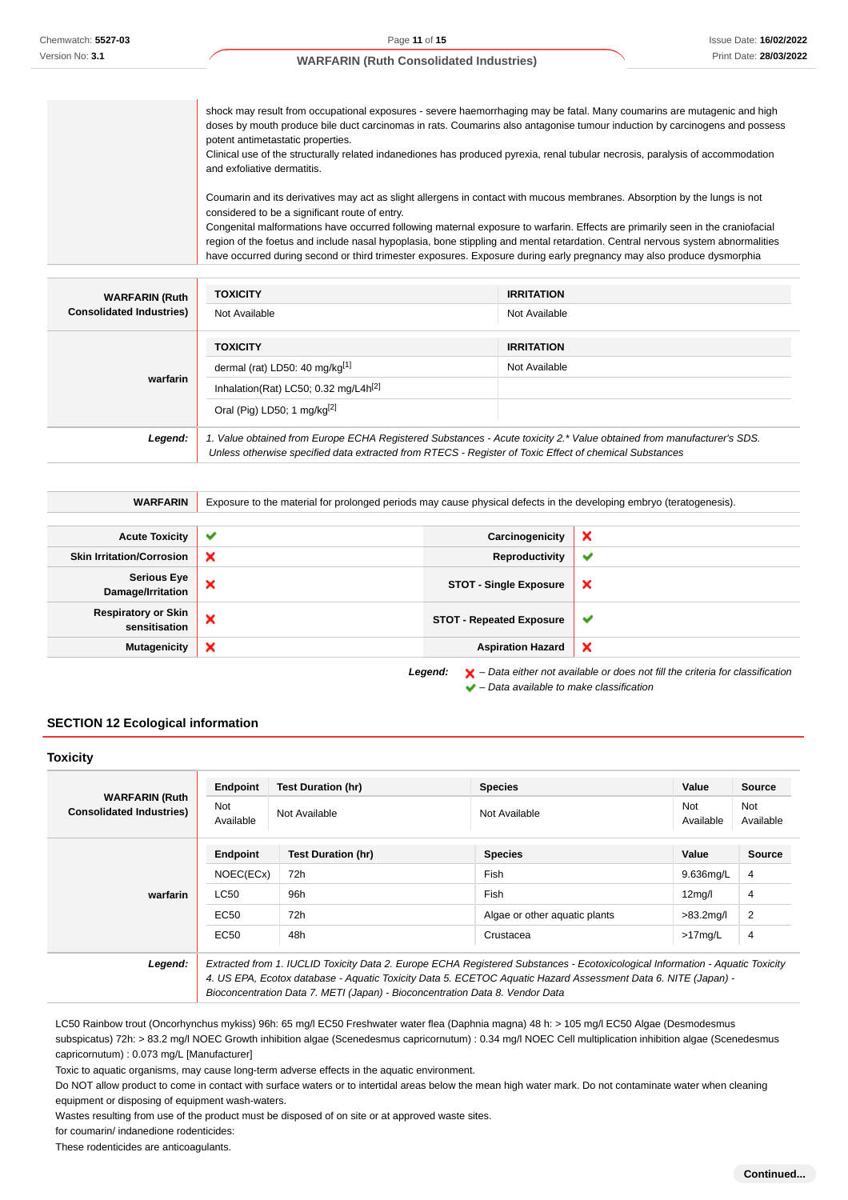|  |  |
|---|---|
|  | shock may result from occupational exposures - severe haemorrhaging may be fatal. Many coumarins are mutagenic and high doses by mouth produce bile duct carcinomas in rats. Coumarins also antagonise tumour induction by carcinogens and possess potent antimetastatic properties.<br>Clinical use of the structurally related indanediones has produced pyrexia, renal tubular necrosis, paralysis of accommodation and exfoliative dermatitis.<br><br>Coumarin and its derivatives may act as slight allergens in contact with mucous membranes. Absorption by the lungs is not considered to be a significant route of entry.<br>Congenital malformations have occurred following maternal exposure to warfarin. Effects are primarily seen in the craniofacial region of the foetus and include nasal hypoplasia, bone stippling and mental retardation. Central nervous system abnormalities have occurred during second or third trimester exposures. Exposure during early pregnancy may also produce dysmorphia |

| | TOXICITY | IRRITATION |
|---|---|---|
| **WARFARIN (Ruth Consolidated Industries)** | Not Available | Not Available |
| **warfarin** | dermal (rat) LD50: 40 mg/kg[1] | Not Available |
| | Inhalation(Rat) LC50; 0.32 mg/L4h[2] | |
| | Oral (Pig) LD50; 1 mg/kg[2] | |
| ***Legend:*** | *1. Value obtained from Europe ECHA Registered Substances - Acute toxicity 2.\* Value obtained from manufacturer's SDS. Unless otherwise specified data extracted from RTECS - Register of Toxic Effect of chemical Substances* | |

| | |
|---|---|
| **WARFARIN** | Exposure to the material for prolonged periods may cause physical defects in the developing embryo (teratogenesis). |

| | | | |
|---|---|---|---|
| **Acute Toxicity** | ✔ | **Carcinogenicity** | ✘ |
| **Skin Irritation/Corrosion** | ✘ | **Reproductivity** | ✔ |
| **Serious Eye Damage/Irritation** | ✘ | **STOT - Single Exposure** | ✘ |
| **Respiratory or Skin sensitisation** | ✘ | **STOT - Repeated Exposure** | ✔ |
| **Mutagenicity** | ✘ | **Aspiration Hazard** | ✘ |

***Legend:*** ✘ *– Data either not available or does not fill the criteria for classification*
✔ *– Data available to make classification*

## SECTION 12 Ecological information

### Toxicity

| | Endpoint | Test Duration (hr) | Species | Value | Source |
|---|---|---|---|---|---|
| **WARFARIN (Ruth Consolidated Industries)** | Not Available | Not Available | Not Available | Not Available | Not Available |
| **warfarin** | **Endpoint** | **Test Duration (hr)** | **Species** | **Value** | **Source** |
| | NOEC(ECx) | 72h | Fish | 9.636mg/L | 4 |
| | LC50 | 96h | Fish | 12mg/l | 4 |
| | EC50 | 72h | Algae or other aquatic plants | >83.2mg/l | 2 |
| | EC50 | 48h | Crustacea | >17mg/L | 4 |
| ***Legend:*** | *Extracted from 1. IUCLID Toxicity Data 2. Europe ECHA Registered Substances - Ecotoxicological Information - Aquatic Toxicity 4. US EPA, Ecotox database - Aquatic Toxicity Data 5. ECETOC Aquatic Hazard Assessment Data 6. NITE (Japan) - Bioconcentration Data 7. METI (Japan) - Bioconcentration Data 8. Vendor Data* | | | | |

LC50 Rainbow trout (Oncorhynchus mykiss) 96h: 65 mg/l EC50 Freshwater water flea (Daphnia magna) 48 h: > 105 mg/l EC50 Algae (Desmodesmus subspicatus) 72h: > 83.2 mg/l NOEC Growth inhibition algae (Scenedesmus capricornutum) : 0.34 mg/l NOEC Cell multiplication inhibition algae (Scenedesmus capricornutum) : 0.073 mg/L [Manufacturer]
Toxic to aquatic organisms, may cause long-term adverse effects in the aquatic environment.
Do NOT allow product to come in contact with surface waters or to intertidal areas below the mean high water mark. Do not contaminate water when cleaning equipment or disposing of equipment wash-waters.
Wastes resulting from use of the product must be disposed of on site or at approved waste sites.
for coumarin/ indanedione rodenticides:
These rodenticides are anticoagulants.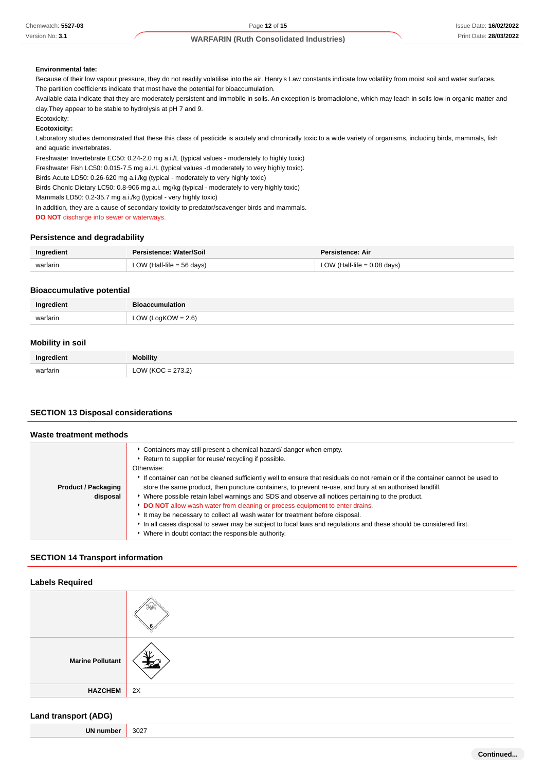**Environmental fate:**

Because of their low vapour pressure, they do not readily volatilise into the air. Henry's Law constants indicate low volatility from moist soil and water surfaces. The partition coefficients indicate that most have the potential for bioaccumulation.

Available data indicate that they are moderately persistent and immobile in soils. An exception is bromadiolone, which may leach in soils low in organic matter and clay.They appear to be stable to hydrolysis at pH 7 and 9.

Ecotoxicity:

**Ecotoxicity:**

Laboratory studies demonstrated that these this class of pesticide is acutely and chronically toxic to a wide variety of organisms, including birds, mammals, fish and aquatic invertebrates.

Freshwater Invertebrate EC50: 0.24-2.0 mg a.i./L (typical values - moderately to highly toxic)
Freshwater Fish LC50: 0.015-7.5 mg a.i./L (typical values -d moderately to very highly toxic).
Birds Acute LD50: 0.26-620 mg a.i./kg (typical - moderately to very highly toxic)
Birds Chonic Dietary LC50: 0.8-906 mg a.i. mg/kg (typical - moderately to very highly toxic)
Mammals LD50: 0.2-35.7 mg a.i./kg (typical - very highly toxic)
In addition, they are a cause of secondary toxicity to predator/scavenger birds and mammals.

**DO NOT** discharge into sewer or waterways.

### Persistence and degradability

| Ingredient | Persistence: Water/Soil | Persistence: Air |
|---|---|---|
| warfarin | LOW (Half-life = 56 days) | LOW (Half-life = 0.08 days) |

### Bioaccumulative potential

| Ingredient | Bioaccumulation |
|---|---|
| warfarin | LOW (LogKOW = 2.6) |

### Mobility in soil

| Ingredient | Mobility |
|---|---|
| warfarin | LOW (KOC = 273.2) |

## SECTION 13 Disposal considerations

### Waste treatment methods

| | |
|---|---|
| **Product / Packaging disposal** | - Containers may still present a chemical hazard/ danger when empty.<br>- Return to supplier for reuse/ recycling if possible.<br>Otherwise:<br>- If container can not be cleaned sufficiently well to ensure that residuals do not remain or if the container cannot be used to store the same product, then puncture containers, to prevent re-use, and bury at an authorised landfill.<br>- Where possible retain label warnings and SDS and observe all notices pertaining to the product.<br>- **DO NOT** allow wash water from cleaning or process equipment to enter drains.<br>- It may be necessary to collect all wash water for treatment before disposal.<br>- In all cases disposal to sewer may be subject to local laws and regulations and these should be considered first.<br>- Where in doubt contact the responsible authority. |

## SECTION 14 Transport information

### Labels Required

| | |
|---|---|
| | 6 |
| **Marine Pollutant** | |
| **HAZCHEM** | 2X |

### Land transport (ADG)

| | |
|---|---|
| **UN number** | 3027 |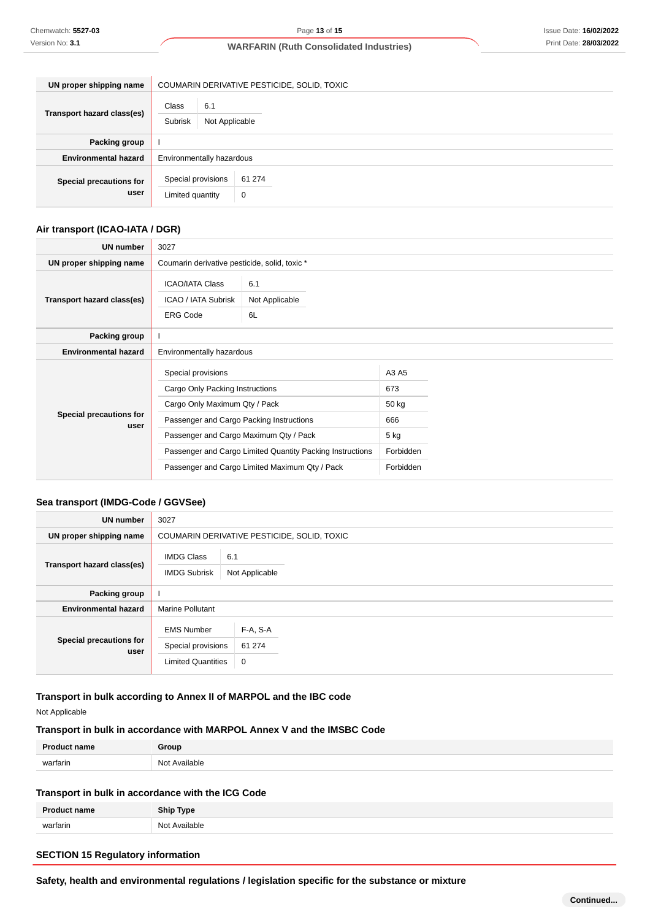| | |
|---|---|
| **UN proper shipping name** | COUMARIN DERIVATIVE PESTICIDE, SOLID, TOXIC |
| **Transport hazard class(es)** | Class: 6.1<br>Subrisk: Not Applicable |
| **Packing group** | I |
| **Environmental hazard** | Environmentally hazardous |
| **Special precautions for user** | Special provisions: 61 274<br>Limited quantity: 0 |

### Air transport (ICAO-IATA / DGR)

| | |
|---|---|
| **UN number** | 3027 |
| **UN proper shipping name** | Coumarin derivative pesticide, solid, toxic * |
| **Transport hazard class(es)** | ICAO/IATA Class: 6.1<br>ICAO / IATA Subrisk: Not Applicable<br>ERG Code: 6L |
| **Packing group** | I |
| **Environmental hazard** | Environmentally hazardous |
| **Special precautions for user** | Special provisions: A3 A5<br>Cargo Only Packing Instructions: 673<br>Cargo Only Maximum Qty / Pack: 50 kg<br>Passenger and Cargo Packing Instructions: 666<br>Passenger and Cargo Maximum Qty / Pack: 5 kg<br>Passenger and Cargo Limited Quantity Packing Instructions: Forbidden<br>Passenger and Cargo Limited Maximum Qty / Pack: Forbidden |

### Sea transport (IMDG-Code / GGVSee)

| | |
|---|---|
| **UN number** | 3027 |
| **UN proper shipping name** | COUMARIN DERIVATIVE PESTICIDE, SOLID, TOXIC |
| **Transport hazard class(es)** | IMDG Class: 6.1<br>IMDG Subrisk: Not Applicable |
| **Packing group** | I |
| **Environmental hazard** | Marine Pollutant |
| **Special precautions for user** | EMS Number: F-A, S-A<br>Special provisions: 61 274<br>Limited Quantities: 0 |

### Transport in bulk according to Annex II of MARPOL and the IBC code

Not Applicable

### Transport in bulk in accordance with MARPOL Annex V and the IMSBC Code

| Product name | Group |
|---|---|
| warfarin | Not Available |

### Transport in bulk in accordance with the ICG Code

| Product name | Ship Type |
|---|---|
| warfarin | Not Available |

## SECTION 15 Regulatory information

### Safety, health and environmental regulations / legislation specific for the substance or mixture

Continued...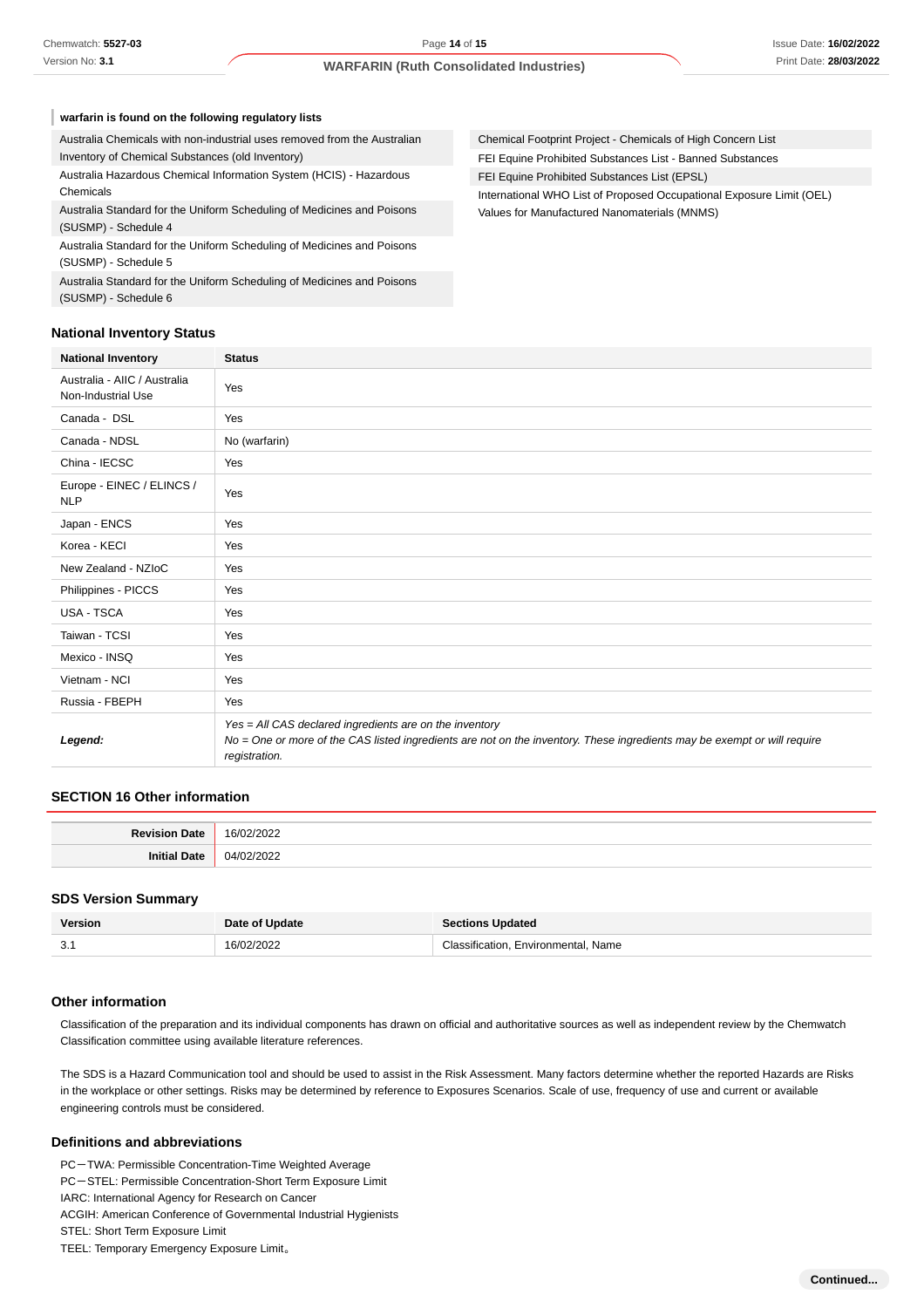### warfarin is found on the following regulatory lists

Australia Chemicals with non-industrial uses removed from the Australian Inventory of Chemical Substances (old Inventory)

Australia Hazardous Chemical Information System (HCIS) - Hazardous Chemicals

Australia Standard for the Uniform Scheduling of Medicines and Poisons (SUSMP) - Schedule 4

Australia Standard for the Uniform Scheduling of Medicines and Poisons (SUSMP) - Schedule 5

Australia Standard for the Uniform Scheduling of Medicines and Poisons (SUSMP) - Schedule 6

Chemical Footprint Project - Chemicals of High Concern List

FEI Equine Prohibited Substances List - Banned Substances

FEI Equine Prohibited Substances List (EPSL)

International WHO List of Proposed Occupational Exposure Limit (OEL) Values for Manufactured Nanomaterials (MNMS)

### National Inventory Status

| National Inventory | Status |
|---|---|
| Australia - AIIC / Australia Non-Industrial Use | Yes |
| Canada - DSL | Yes |
| Canada - NDSL | No (warfarin) |
| China - IECSC | Yes |
| Europe - EINEC / ELINCS / NLP | Yes |
| Japan - ENCS | Yes |
| Korea - KECI | Yes |
| New Zealand - NZIoC | Yes |
| Philippines - PICCS | Yes |
| USA - TSCA | Yes |
| Taiwan - TCSI | Yes |
| Mexico - INSQ | Yes |
| Vietnam - NCI | Yes |
| Russia - FBEPH | Yes |
| ***Legend:*** | *Yes = All CAS declared ingredients are on the inventory*<br>*No = One or more of the CAS listed ingredients are not on the inventory. These ingredients may be exempt or will require registration.* |

## SECTION 16 Other information

| | |
|---|---|
| **Revision Date** | 16/02/2022 |
| **Initial Date** | 04/02/2022 |

### SDS Version Summary

| Version | Date of Update | Sections Updated |
|---|---|---|
| 3.1 | 16/02/2022 | Classification, Environmental, Name |

### Other information

Classification of the preparation and its individual components has drawn on official and authoritative sources as well as independent review by the Chemwatch Classification committee using available literature references.

The SDS is a Hazard Communication tool and should be used to assist in the Risk Assessment. Many factors determine whether the reported Hazards are Risks in the workplace or other settings. Risks may be determined by reference to Exposures Scenarios. Scale of use, frequency of use and current or available engineering controls must be considered.

### Definitions and abbreviations

PC－TWA: Permissible Concentration-Time Weighted Average
PC－STEL: Permissible Concentration-Short Term Exposure Limit
IARC: International Agency for Research on Cancer
ACGIH: American Conference of Governmental Industrial Hygienists
STEL: Short Term Exposure Limit
TEEL: Temporary Emergency Exposure Limit。

**Continued...**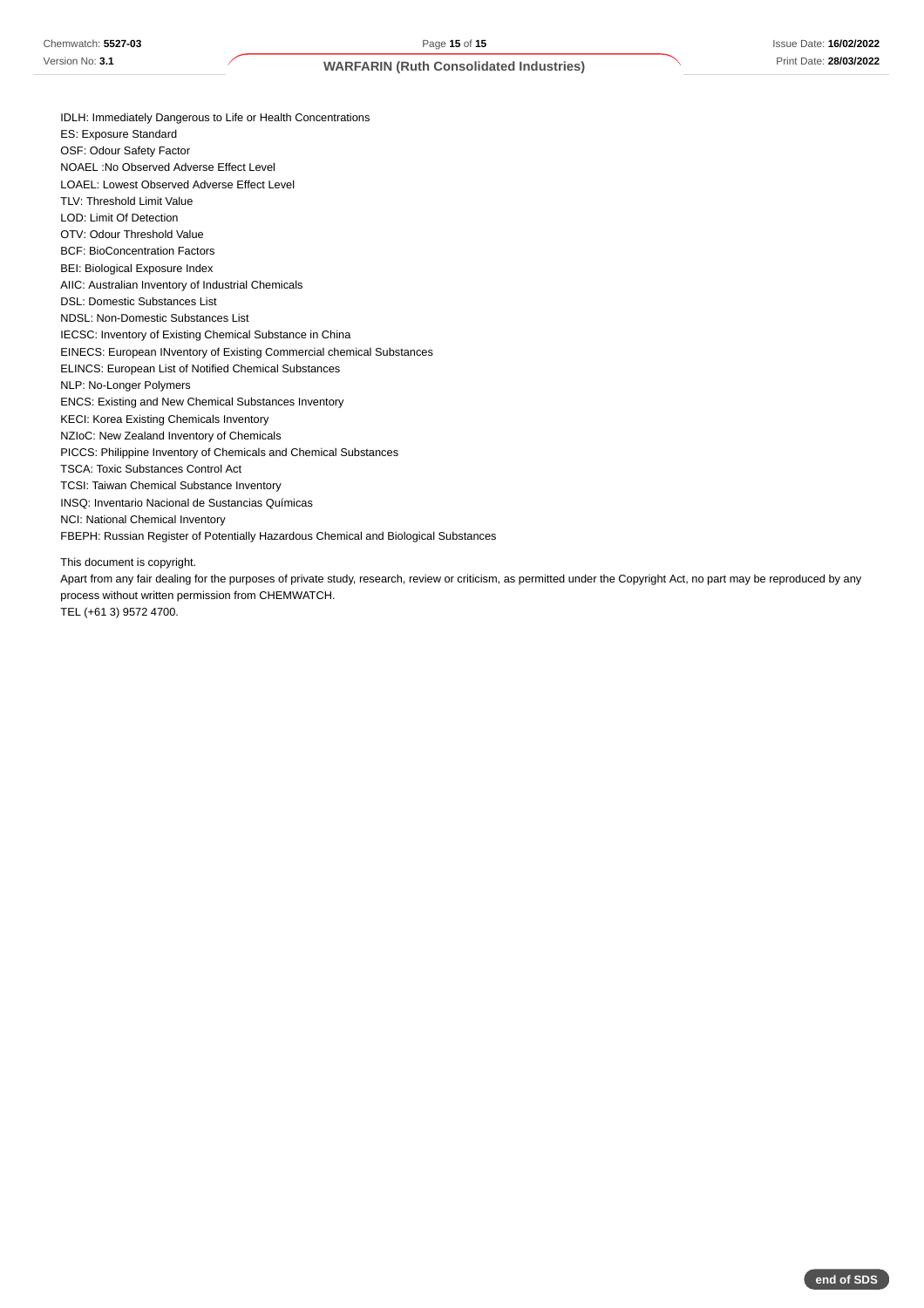IDLH: Immediately Dangerous to Life or Health Concentrations
ES: Exposure Standard
OSF: Odour Safety Factor
NOAEL :No Observed Adverse Effect Level
LOAEL: Lowest Observed Adverse Effect Level
TLV: Threshold Limit Value
LOD: Limit Of Detection
OTV: Odour Threshold Value
BCF: BioConcentration Factors
BEI: Biological Exposure Index
AIIC: Australian Inventory of Industrial Chemicals
DSL: Domestic Substances List
NDSL: Non-Domestic Substances List
IECSC: Inventory of Existing Chemical Substance in China
EINECS: European INventory of Existing Commercial chemical Substances
ELINCS: European List of Notified Chemical Substances
NLP: No-Longer Polymers
ENCS: Existing and New Chemical Substances Inventory
KECI: Korea Existing Chemicals Inventory
NZIoC: New Zealand Inventory of Chemicals
PICCS: Philippine Inventory of Chemicals and Chemical Substances
TSCA: Toxic Substances Control Act
TCSI: Taiwan Chemical Substance Inventory
INSQ: Inventario Nacional de Sustancias Químicas
NCI: National Chemical Inventory
FBEPH: Russian Register of Potentially Hazardous Chemical and Biological Substances

This document is copyright.
Apart from any fair dealing for the purposes of private study, research, review or criticism, as permitted under the Copyright Act, no part may be reproduced by any process without written permission from CHEMWATCH.
TEL (+61 3) 9572 4700.

**end of SDS**